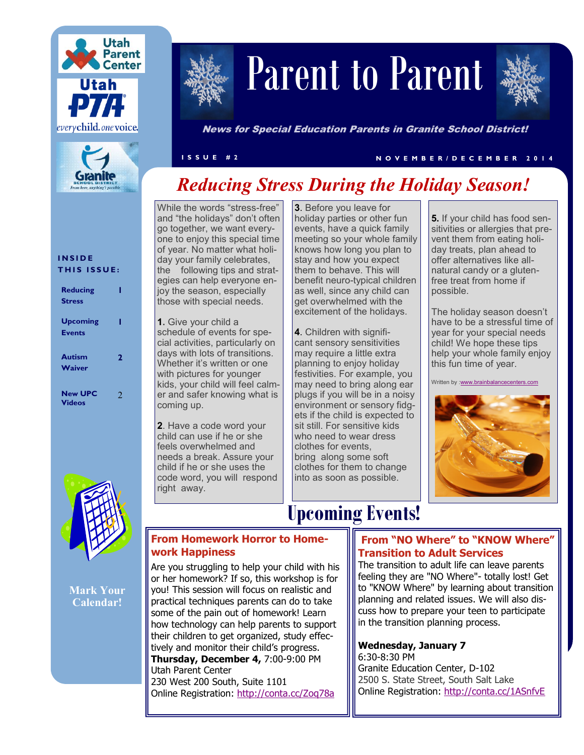# Parent to Parent

*News for Special Education Parents in Granite School District!*

ISSUE #2 — NOVEMBER/DECEMBER 2014

**INSIDE THIS ISSUE:**

| | |
|---|---|
| Reducing Stress | 1 |
| Upcoming Events | 1 |
| Autism Waiver | 2 |
| New UPC Videos | 2 |

Mark Your Calendar!

## *Reducing Stress During the Holiday Season!*

While the words "stress-free" and "the holidays" don't often go together, we want everyone to enjoy this special time of year. No matter what holiday your family celebrates, the following tips and strategies can help everyone enjoy the season, especially those with special needs.

**1.** Give your child a schedule of events for special activities, particularly on days with lots of transitions. Whether it's written or one with pictures for younger kids, your child will feel calmer and safer knowing what is coming up.

**2**. Have a code word your child can use if he or she feels overwhelmed and needs a break. Assure your child if he or she uses the code word, you will respond right away.

**3**. Before you leave for holiday parties or other fun events, have a quick family meeting so your whole family knows how long you plan to stay and how you expect them to behave. This will benefit neuro-typical children as well, since any child can get overwhelmed with the excitement of the holidays.

**4**. Children with significant sensory sensitivities may require a little extra planning to enjoy holiday festivities. For example, you may need to bring along ear plugs if you will be in a noisy environment or sensory fidgets if the child is expected to sit still. For sensitive kids who need to wear dress clothes for events, bring along some soft clothes for them to change into as soon as possible.

**5.** If your child has food sensitivities or allergies that prevent them from eating holiday treats, plan ahead to offer alternatives like all-natural candy or a gluten-free treat from home if possible.

The holiday season doesn't have to be a stressful time of year for your special needs child! We hope these tips help your whole family enjoy this fun time of year.

Written by :www.brainbalancecenters.com

## Upcoming Events!

### From Homework Horror to Homework Happiness

Are you struggling to help your child with his or her homework? If so, this workshop is for you! This session will focus on realistic and practical techniques parents can do to take some of the pain out of homework! Learn how technology can help parents to support their children to get organized, study effectively and monitor their child's progress.

**Thursday, December 4,** 7:00-9:00 PM
Utah Parent Center
230 West 200 South, Suite 1101
Online Registration: http://conta.cc/Zoq78a

### From "NO Where" to "KNOW Where" Transition to Adult Services

The transition to adult life can leave parents feeling they are "NO Where"- totally lost! Get to "KNOW Where" by learning about transition planning and related issues. We will also discuss how to prepare your teen to participate in the transition planning process.

**Wednesday, January 7**
6:30-8:30 PM
Granite Education Center, D-102
2500 S. State Street, South Salt Lake
Online Registration: http://conta.cc/1ASnfvE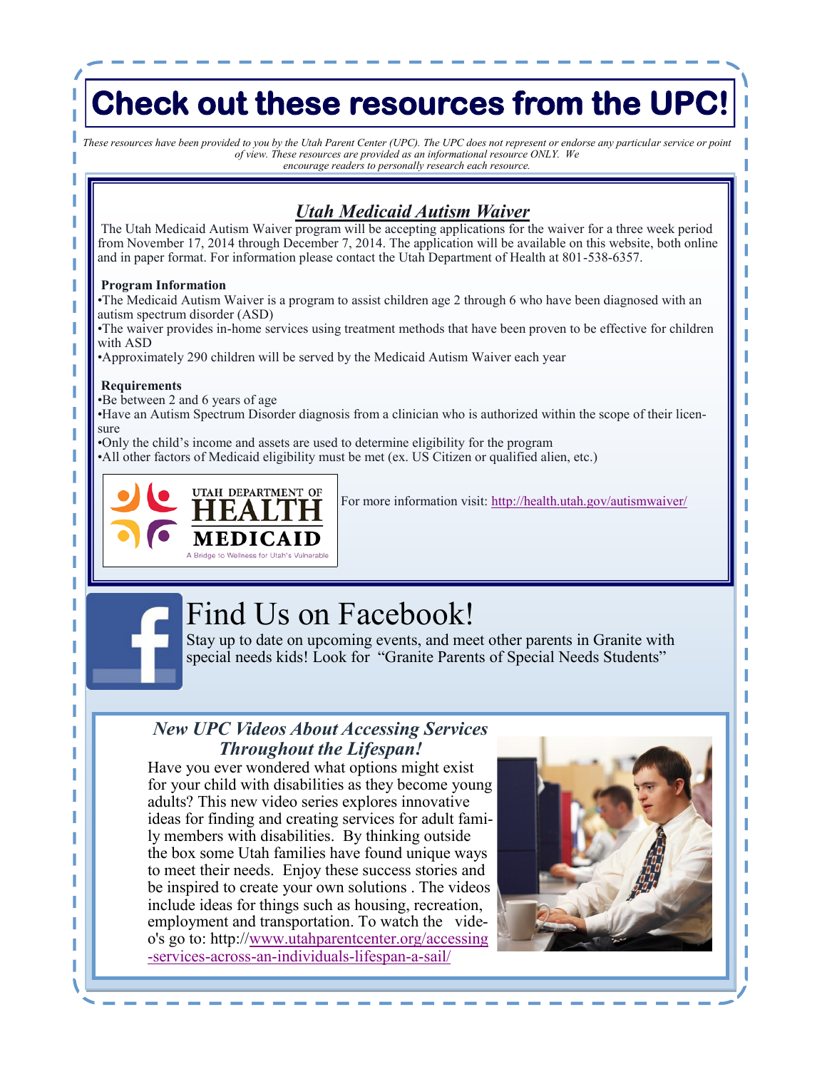# Check out these resources from the UPC!

*These resources have been provided to you by the Utah Parent Center (UPC). The UPC does not represent or endorse any particular service or point of view. These resources are provided as an informational resource ONLY. We encourage readers to personally research each resource.*

## ***Utah Medicaid Autism Waiver***

The Utah Medicaid Autism Waiver program will be accepting applications for the waiver for a three week period from November 17, 2014 through December 7, 2014. The application will be available on this website, both online and in paper format. For information please contact the Utah Department of Health at 801-538-6357.

**Program Information**

- The Medicaid Autism Waiver is a program to assist children age 2 through 6 who have been diagnosed with an autism spectrum disorder (ASD)
- The waiver provides in-home services using treatment methods that have been proven to be effective for children with ASD
- Approximately 290 children will be served by the Medicaid Autism Waiver each year

**Requirements**

- Be between 2 and 6 years of age
- Have an Autism Spectrum Disorder diagnosis from a clinician who is authorized within the scope of their licensure
- Only the child's income and assets are used to determine eligibility for the program
- All other factors of Medicaid eligibility must be met (ex. US Citizen or qualified alien, etc.)

UTAH DEPARTMENT OF HEALTH MEDICAID
A Bridge to Wellness for Utah's Vulnerable

For more information visit: http://health.utah.gov/autismwaiver/

# Find Us on Facebook!

Stay up to date on upcoming events, and meet other parents in Granite with special needs kids! Look for "Granite Parents of Special Needs Students"

## *New UPC Videos About Accessing Services Throughout the Lifespan!*

Have you ever wondered what options might exist for your child with disabilities as they become young adults? This new video series explores innovative ideas for finding and creating services for adult family members with disabilities. By thinking outside the box some Utah families have found unique ways to meet their needs. Enjoy these success stories and be inspired to create your own solutions . The videos include ideas for things such as housing, recreation, employment and transportation. To watch the video's go to: http://www.utahparentcenter.org/accessing-services-across-an-individuals-lifespan-a-sail/